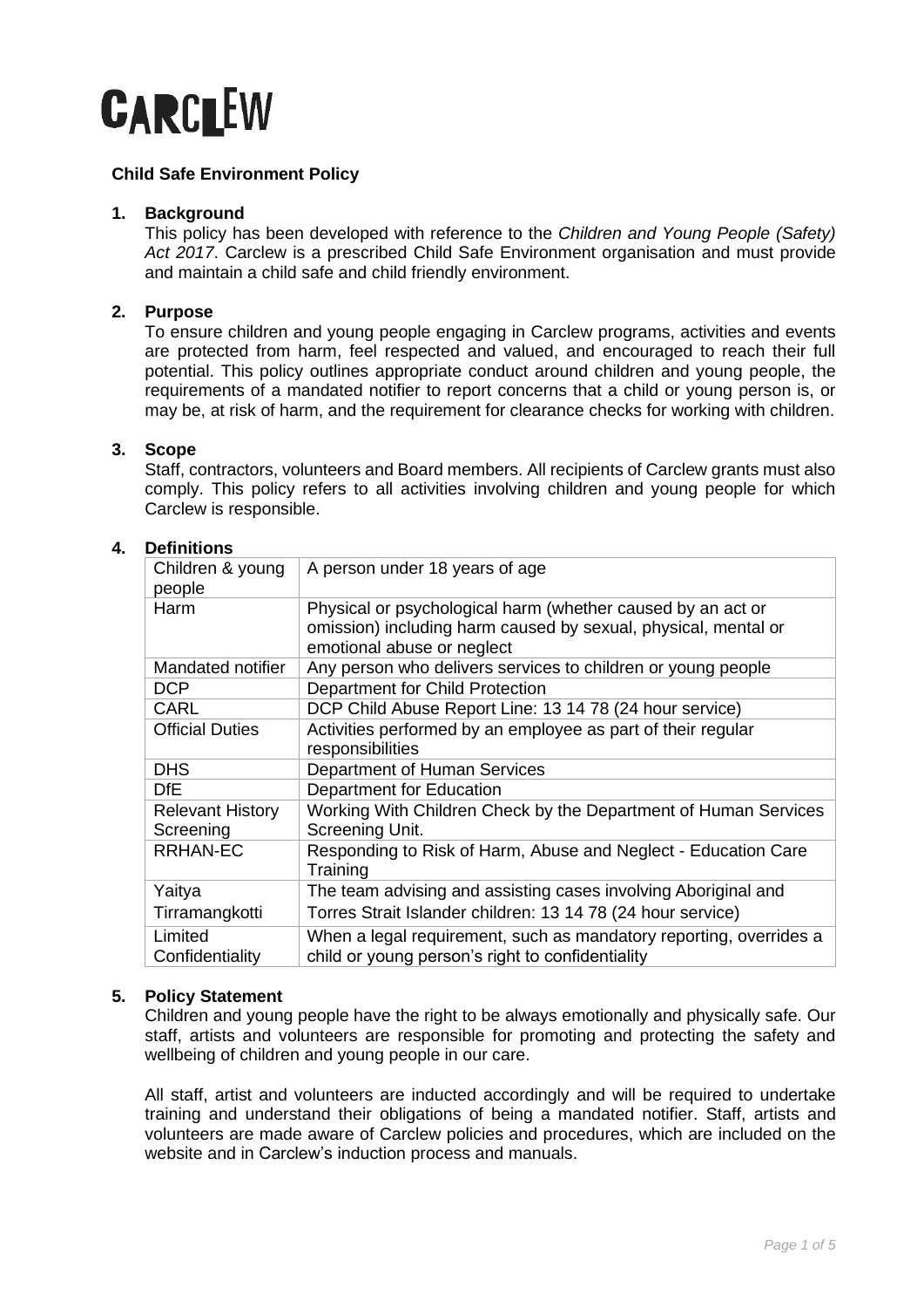# CARCLEW

## Child Safe Environment Policy

### 1. Background

This policy has been developed with reference to the *Children and Young People (Safety) Act 2017*. Carclew is a prescribed Child Safe Environment organisation and must provide and maintain a child safe and child friendly environment.

### 2. Purpose

To ensure children and young people engaging in Carclew programs, activities and events are protected from harm, feel respected and valued, and encouraged to reach their full potential. This policy outlines appropriate conduct around children and young people, the requirements of a mandated notifier to report concerns that a child or young person is, or may be, at risk of harm, and the requirement for clearance checks for working with children.

### 3. Scope

Staff, contractors, volunteers and Board members. All recipients of Carclew grants must also comply. This policy refers to all activities involving children and young people for which Carclew is responsible.

### 4. Definitions

| | |
|---|---|
| Children & young people | A person under 18 years of age |
| Harm | Physical or psychological harm (whether caused by an act or omission) including harm caused by sexual, physical, mental or emotional abuse or neglect |
| Mandated notifier | Any person who delivers services to children or young people |
| DCP | Department for Child Protection |
| CARL | DCP Child Abuse Report Line: 13 14 78 (24 hour service) |
| Official Duties | Activities performed by an employee as part of their regular responsibilities |
| DHS | Department of Human Services |
| DfE | Department for Education |
| Relevant History Screening | Working With Children Check by the Department of Human Services Screening Unit. |
| RRHAN-EC | Responding to Risk of Harm, Abuse and Neglect - Education Care Training |
| Yaitya Tirramangkotti | The team advising and assisting cases involving Aboriginal and Torres Strait Islander children: 13 14 78 (24 hour service) |
| Limited Confidentiality | When a legal requirement, such as mandatory reporting, overrides a child or young person's right to confidentiality |

### 5. Policy Statement

Children and young people have the right to be always emotionally and physically safe. Our staff, artists and volunteers are responsible for promoting and protecting the safety and wellbeing of children and young people in our care.

All staff, artist and volunteers are inducted accordingly and will be required to undertake training and understand their obligations of being a mandated notifier. Staff, artists and volunteers are made aware of Carclew policies and procedures, which are included on the website and in Carclew's induction process and manuals.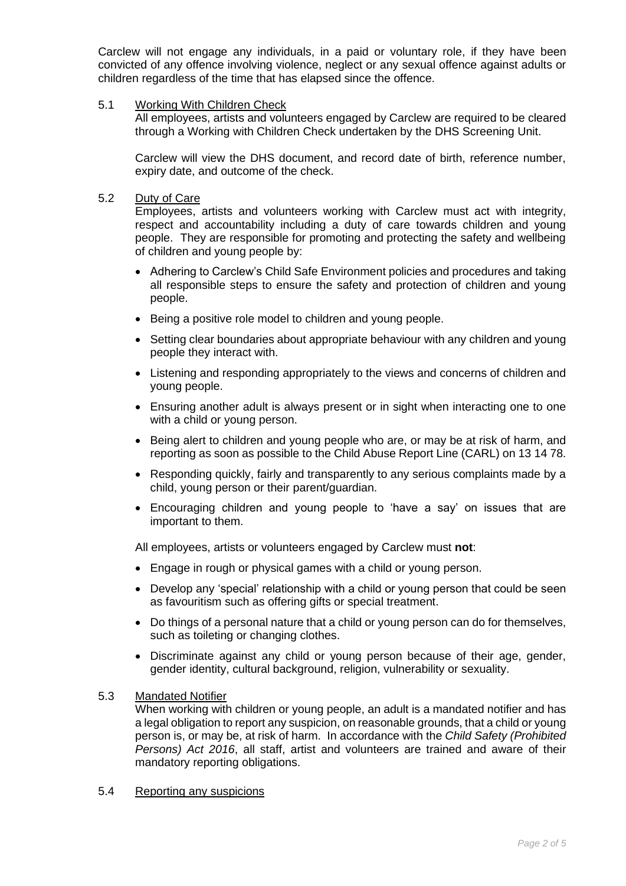Carclew will not engage any individuals, in a paid or voluntary role, if they have been convicted of any offence involving violence, neglect or any sexual offence against adults or children regardless of the time that has elapsed since the offence.

### 5.1 Working With Children Check

All employees, artists and volunteers engaged by Carclew are required to be cleared through a Working with Children Check undertaken by the DHS Screening Unit.

Carclew will view the DHS document, and record date of birth, reference number, expiry date, and outcome of the check.

### 5.2 Duty of Care

Employees, artists and volunteers working with Carclew must act with integrity, respect and accountability including a duty of care towards children and young people. They are responsible for promoting and protecting the safety and wellbeing of children and young people by:

- Adhering to Carclew's Child Safe Environment policies and procedures and taking all responsible steps to ensure the safety and protection of children and young people.
- Being a positive role model to children and young people.
- Setting clear boundaries about appropriate behaviour with any children and young people they interact with.
- Listening and responding appropriately to the views and concerns of children and young people.
- Ensuring another adult is always present or in sight when interacting one to one with a child or young person.
- Being alert to children and young people who are, or may be at risk of harm, and reporting as soon as possible to the Child Abuse Report Line (CARL) on 13 14 78.
- Responding quickly, fairly and transparently to any serious complaints made by a child, young person or their parent/guardian.
- Encouraging children and young people to 'have a say' on issues that are important to them.

All employees, artists or volunteers engaged by Carclew must **not**:

- Engage in rough or physical games with a child or young person.
- Develop any 'special' relationship with a child or young person that could be seen as favouritism such as offering gifts or special treatment.
- Do things of a personal nature that a child or young person can do for themselves, such as toileting or changing clothes.
- Discriminate against any child or young person because of their age, gender, gender identity, cultural background, religion, vulnerability or sexuality.

### 5.3 Mandated Notifier

When working with children or young people, an adult is a mandated notifier and has a legal obligation to report any suspicion, on reasonable grounds, that a child or young person is, or may be, at risk of harm. In accordance with the *Child Safety (Prohibited Persons) Act 2016*, all staff, artist and volunteers are trained and aware of their mandatory reporting obligations.

### 5.4 Reporting any suspicions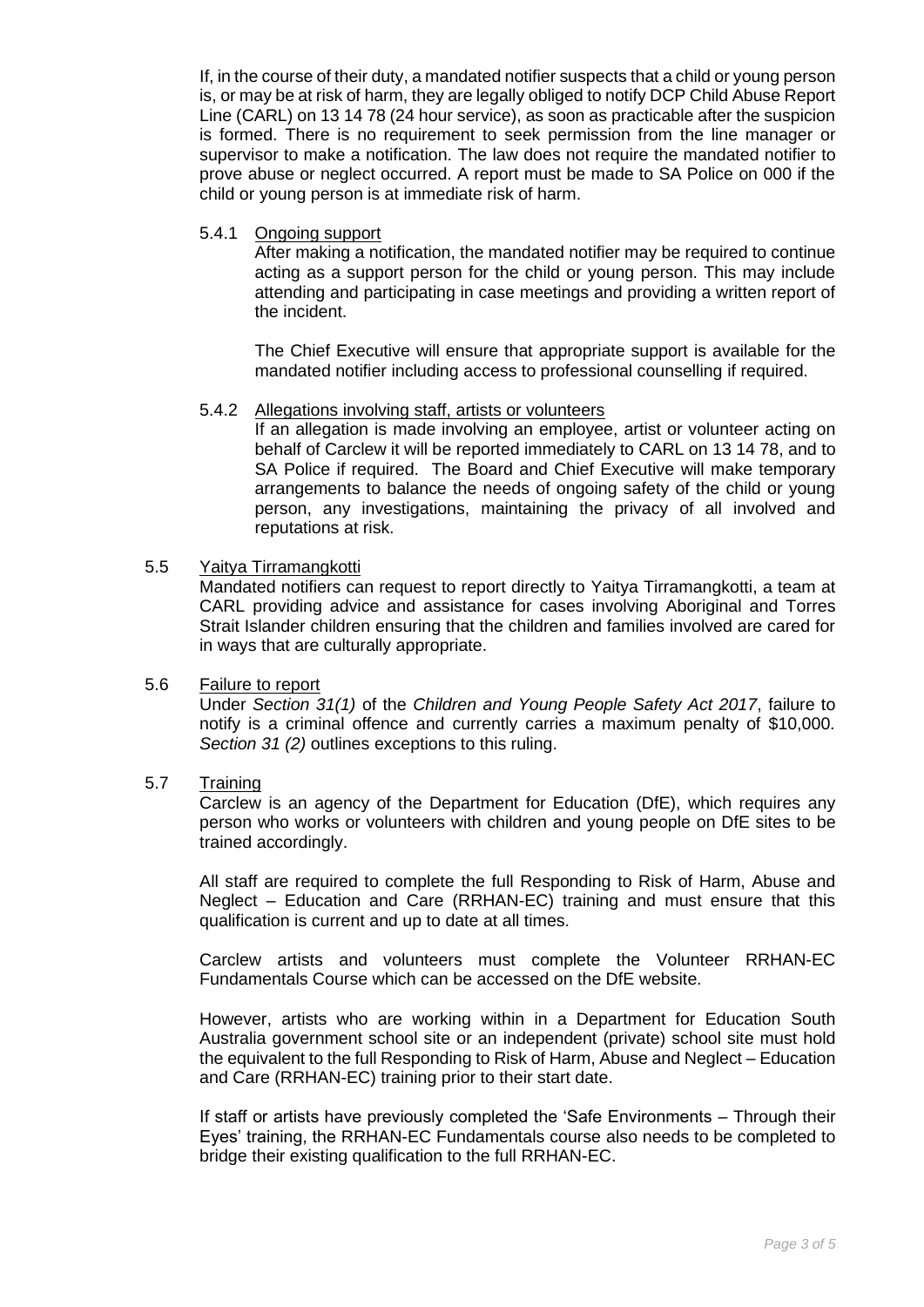If, in the course of their duty, a mandated notifier suspects that a child or young person is, or may be at risk of harm, they are legally obliged to notify DCP Child Abuse Report Line (CARL) on 13 14 78 (24 hour service), as soon as practicable after the suspicion is formed. There is no requirement to seek permission from the line manager or supervisor to make a notification. The law does not require the mandated notifier to prove abuse or neglect occurred. A report must be made to SA Police on 000 if the child or young person is at immediate risk of harm.

#### 5.4.1 Ongoing support

After making a notification, the mandated notifier may be required to continue acting as a support person for the child or young person. This may include attending and participating in case meetings and providing a written report of the incident.

The Chief Executive will ensure that appropriate support is available for the mandated notifier including access to professional counselling if required.

#### 5.4.2 Allegations involving staff, artists or volunteers

If an allegation is made involving an employee, artist or volunteer acting on behalf of Carclew it will be reported immediately to CARL on 13 14 78, and to SA Police if required. The Board and Chief Executive will make temporary arrangements to balance the needs of ongoing safety of the child or young person, any investigations, maintaining the privacy of all involved and reputations at risk.

### 5.5 Yaitya Tirramangkotti

Mandated notifiers can request to report directly to Yaitya Tirramangkotti, a team at CARL providing advice and assistance for cases involving Aboriginal and Torres Strait Islander children ensuring that the children and families involved are cared for in ways that are culturally appropriate.

### 5.6 Failure to report

Under *Section 31(1)* of the *Children and Young People Safety Act 2017*, failure to notify is a criminal offence and currently carries a maximum penalty of $10,000. *Section 31 (2)* outlines exceptions to this ruling.

### 5.7 Training

Carclew is an agency of the Department for Education (DfE), which requires any person who works or volunteers with children and young people on DfE sites to be trained accordingly.

All staff are required to complete the full Responding to Risk of Harm, Abuse and Neglect – Education and Care (RRHAN-EC) training and must ensure that this qualification is current and up to date at all times.

Carclew artists and volunteers must complete the Volunteer RRHAN-EC Fundamentals Course which can be accessed on the DfE website.

However, artists who are working within in a Department for Education South Australia government school site or an independent (private) school site must hold the equivalent to the full Responding to Risk of Harm, Abuse and Neglect – Education and Care (RRHAN-EC) training prior to their start date.

If staff or artists have previously completed the 'Safe Environments – Through their Eyes' training, the RRHAN-EC Fundamentals course also needs to be completed to bridge their existing qualification to the full RRHAN-EC.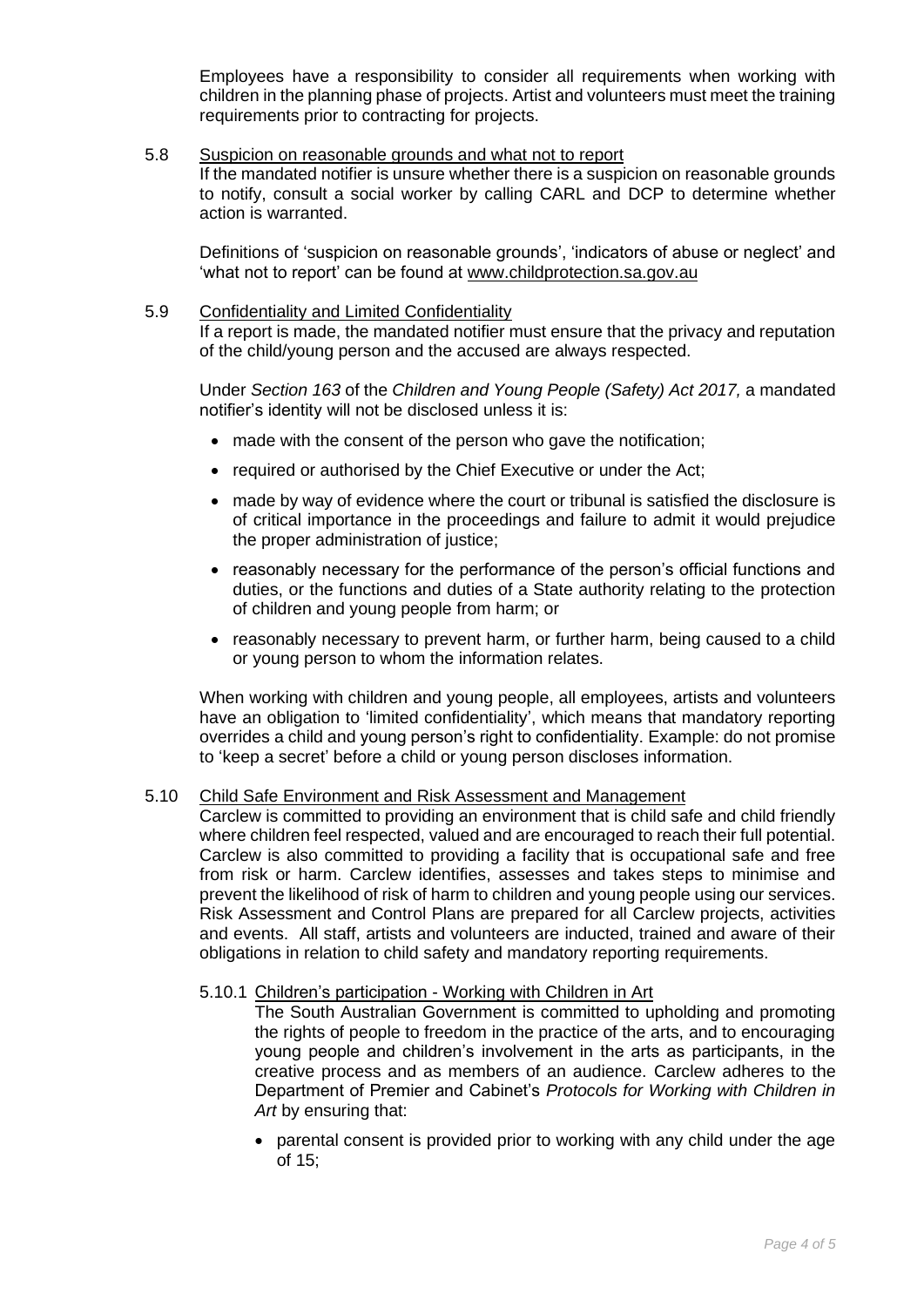Employees have a responsibility to consider all requirements when working with children in the planning phase of projects. Artist and volunteers must meet the training requirements prior to contracting for projects.

### 5.8 Suspicion on reasonable grounds and what not to report

If the mandated notifier is unsure whether there is a suspicion on reasonable grounds to notify, consult a social worker by calling CARL and DCP to determine whether action is warranted.

Definitions of 'suspicion on reasonable grounds', 'indicators of abuse or neglect' and 'what not to report' can be found at www.childprotection.sa.gov.au

### 5.9 Confidentiality and Limited Confidentiality

If a report is made, the mandated notifier must ensure that the privacy and reputation of the child/young person and the accused are always respected.

Under *Section 163* of the *Children and Young People (Safety) Act 2017,* a mandated notifier's identity will not be disclosed unless it is:

- made with the consent of the person who gave the notification;
- required or authorised by the Chief Executive or under the Act;
- made by way of evidence where the court or tribunal is satisfied the disclosure is of critical importance in the proceedings and failure to admit it would prejudice the proper administration of justice;
- reasonably necessary for the performance of the person's official functions and duties, or the functions and duties of a State authority relating to the protection of children and young people from harm; or
- reasonably necessary to prevent harm, or further harm, being caused to a child or young person to whom the information relates.

When working with children and young people, all employees, artists and volunteers have an obligation to 'limited confidentiality', which means that mandatory reporting overrides a child and young person's right to confidentiality. Example: do not promise to 'keep a secret' before a child or young person discloses information.

### 5.10 Child Safe Environment and Risk Assessment and Management

Carclew is committed to providing an environment that is child safe and child friendly where children feel respected, valued and are encouraged to reach their full potential. Carclew is also committed to providing a facility that is occupational safe and free from risk or harm. Carclew identifies, assesses and takes steps to minimise and prevent the likelihood of risk of harm to children and young people using our services. Risk Assessment and Control Plans are prepared for all Carclew projects, activities and events. All staff, artists and volunteers are inducted, trained and aware of their obligations in relation to child safety and mandatory reporting requirements.

#### 5.10.1 Children's participation - Working with Children in Art

The South Australian Government is committed to upholding and promoting the rights of people to freedom in the practice of the arts, and to encouraging young people and children's involvement in the arts as participants, in the creative process and as members of an audience. Carclew adheres to the Department of Premier and Cabinet's *Protocols for Working with Children in Art* by ensuring that:

- parental consent is provided prior to working with any child under the age of 15;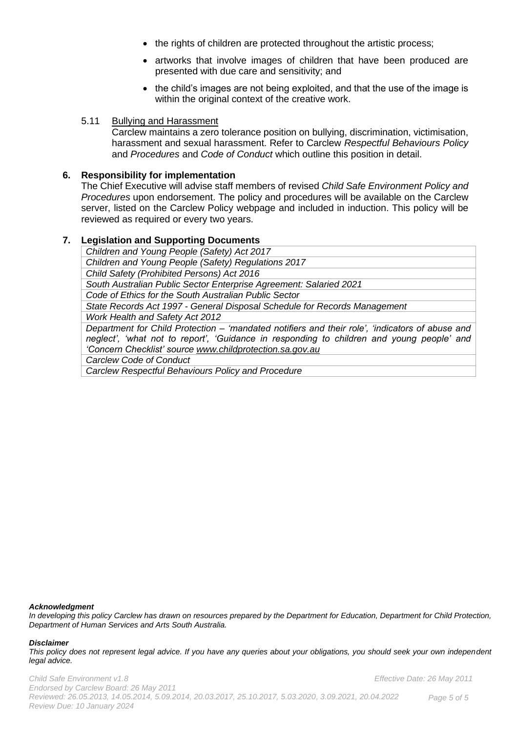- the rights of children are protected throughout the artistic process;
- artworks that involve images of children that have been produced are presented with due care and sensitivity; and
- the child's images are not being exploited, and that the use of the image is within the original context of the creative work.

5.11 Bullying and Harassment

Carclew maintains a zero tolerance position on bullying, discrimination, victimisation, harassment and sexual harassment. Refer to Carclew *Respectful Behaviours Policy* and *Procedures* and *Code of Conduct* which outline this position in detail.

## 6. Responsibility for implementation

The Chief Executive will advise staff members of revised *Child Safe Environment Policy and Procedures* upon endorsement. The policy and procedures will be available on the Carclew server, listed on the Carclew Policy webpage and included in induction. This policy will be reviewed as required or every two years.

## 7. Legislation and Supporting Documents

| |
|---|
| *Children and Young People (Safety) Act 2017* |
| *Children and Young People (Safety) Regulations 2017* |
| *Child Safety (Prohibited Persons) Act 2016* |
| *South Australian Public Sector Enterprise Agreement: Salaried 2021* |
| *Code of Ethics for the South Australian Public Sector* |
| *State Records Act 1997 - General Disposal Schedule for Records Management* |
| *Work Health and Safety Act 2012* |
| *Department for Child Protection – 'mandated notifiers and their role', 'indicators of abuse and neglect', 'what not to report', 'Guidance in responding to children and young people' and 'Concern Checklist' source www.childprotection.sa.gov.au* |
| *Carclew Code of Conduct* |
| *Carclew Respectful Behaviours Policy and Procedure* |

***Acknowledgment***

*In developing this policy Carclew has drawn on resources prepared by the Department for Education, Department for Child Protection, Department of Human Services and Arts South Australia.*

***Disclaimer***

*This policy does not represent legal advice. If you have any queries about your obligations, you should seek your own independent legal advice.*

*Child Safe Environment v1.8*
*Effective Date: 26 May 2011*
*Endorsed by Carclew Board: 26 May 2011*
*Reviewed: 26.05.2013, 14.05.2014, 5.09.2014, 20.03.2017, 25.10.2017, 5.03.2020, 3.09.2021, 20.04.2022*
*Review Due: 10 January 2024*